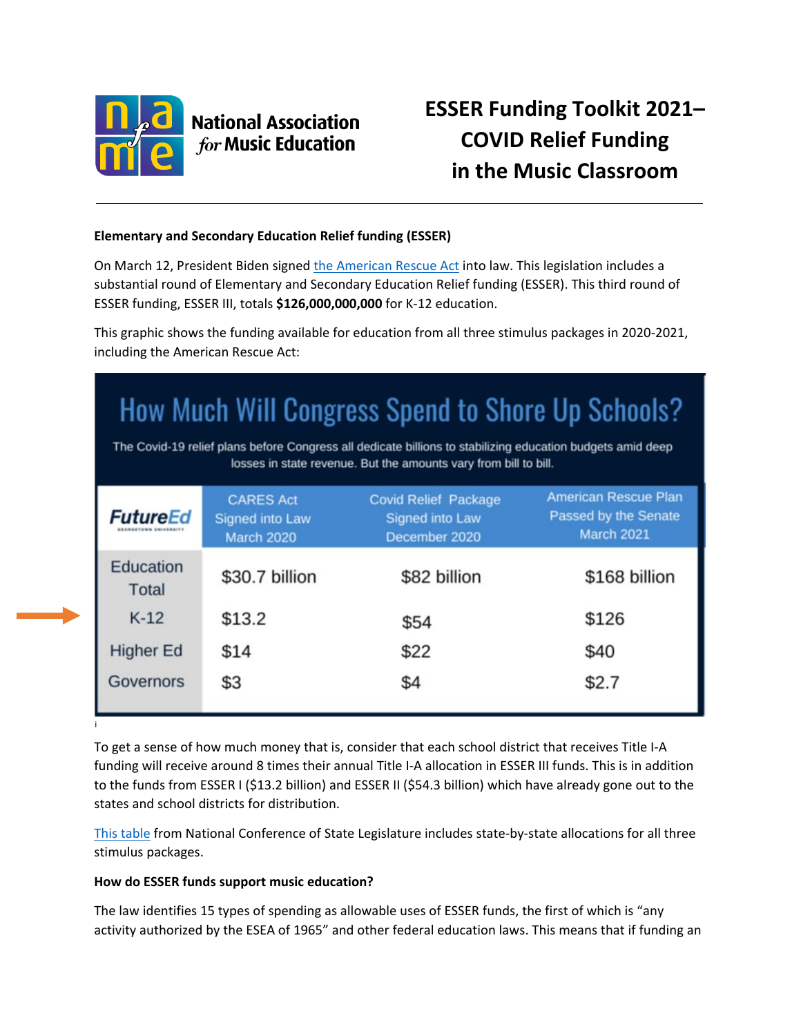# ESSER Funding Toolkit 2021– COVID Relief Funding in the Music Classroom

National Association *for* Music Education

**Elementary and Secondary Education Relief funding (ESSER)**

On March 12, President Biden signed the American Rescue Act into law. This legislation includes a substantial round of Elementary and Secondary Education Relief funding (ESSER). This third round of ESSER funding, ESSER III, totals **$126,000,000,000** for K-12 education.

This graphic shows the funding available for education from all three stimulus packages in 2020-2021, including the American Rescue Act:

## How Much Will Congress Spend to Shore Up Schools?

The Covid-19 relief plans before Congress all dedicate billions to stabilizing education budgets amid deep losses in state revenue. But the amounts vary from bill to bill.

| FutureEd | CARES Act Signed into Law March 2020 | Covid Relief Package Signed into Law December 2020 | American Rescue Plan Passed by the Senate March 2021 |
|---|---|---|---|
| Education Total | $30.7 billion | $82 billion | $168 billion |
| K-12 | $13.2 | $54 | $126 |
| Higher Ed | $14 | $22 | $40 |
| Governors | $3 | $4 | $2.7 |

i

To get a sense of how much money that is, consider that each school district that receives Title I-A funding will receive around 8 times their annual Title I-A allocation in ESSER III funds. This is in addition to the funds from ESSER I ($13.2 billion) and ESSER II ($54.3 billion) which have already gone out to the states and school districts for distribution.

This table from National Conference of State Legislature includes state-by-state allocations for all three stimulus packages.

**How do ESSER funds support music education?**

The law identifies 15 types of spending as allowable uses of ESSER funds, the first of which is "any activity authorized by the ESEA of 1965" and other federal education laws. This means that if funding an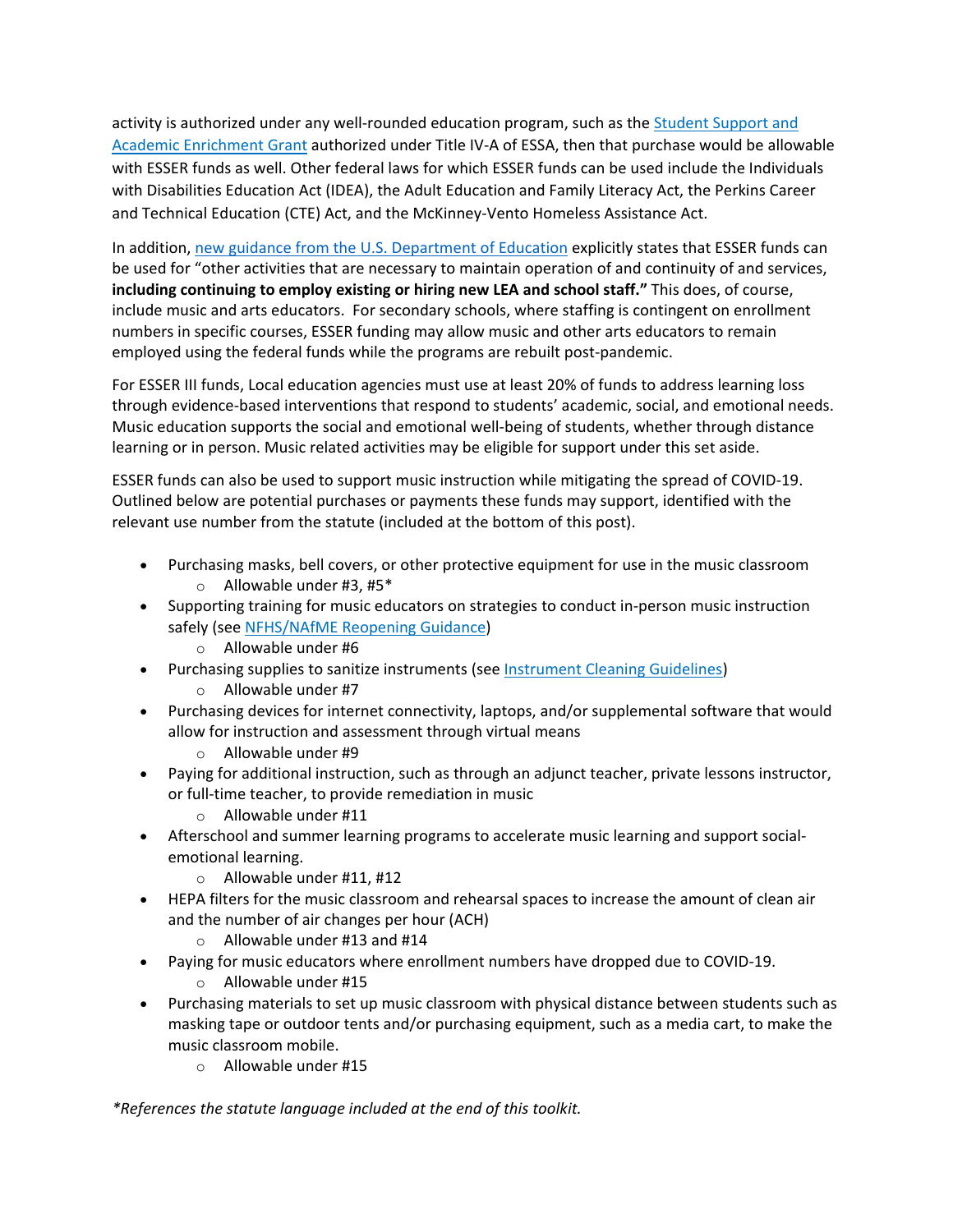activity is authorized under any well-rounded education program, such as the [Student Support and Academic Enrichment Grant](#) authorized under Title IV-A of ESSA, then that purchase would be allowable with ESSER funds as well. Other federal laws for which ESSER funds can be used include the Individuals with Disabilities Education Act (IDEA), the Adult Education and Family Literacy Act, the Perkins Career and Technical Education (CTE) Act, and the McKinney-Vento Homeless Assistance Act.

In addition, [new guidance from the U.S. Department of Education](#) explicitly states that ESSER funds can be used for "other activities that are necessary to maintain operation of and continuity of and services, **including continuing to employ existing or hiring new LEA and school staff."** This does, of course, include music and arts educators. For secondary schools, where staffing is contingent on enrollment numbers in specific courses, ESSER funding may allow music and other arts educators to remain employed using the federal funds while the programs are rebuilt post-pandemic.

For ESSER III funds, Local education agencies must use at least 20% of funds to address learning loss through evidence-based interventions that respond to students' academic, social, and emotional needs. Music education supports the social and emotional well-being of students, whether through distance learning or in person. Music related activities may be eligible for support under this set aside.

ESSER funds can also be used to support music instruction while mitigating the spread of COVID-19. Outlined below are potential purchases or payments these funds may support, identified with the relevant use number from the statute (included at the bottom of this post).

- Purchasing masks, bell covers, or other protective equipment for use in the music classroom
  - Allowable under #3, #5*
- Supporting training for music educators on strategies to conduct in-person music instruction safely (see [NFHS/NAfME Reopening Guidance](#))
  - Allowable under #6
- Purchasing supplies to sanitize instruments (see [Instrument Cleaning Guidelines](#))
  - Allowable under #7
- Purchasing devices for internet connectivity, laptops, and/or supplemental software that would allow for instruction and assessment through virtual means
  - Allowable under #9
- Paying for additional instruction, such as through an adjunct teacher, private lessons instructor, or full-time teacher, to provide remediation in music
  - Allowable under #11
- Afterschool and summer learning programs to accelerate music learning and support social-emotional learning.
  - Allowable under #11, #12
- HEPA filters for the music classroom and rehearsal spaces to increase the amount of clean air and the number of air changes per hour (ACH)
  - Allowable under #13 and #14
- Paying for music educators where enrollment numbers have dropped due to COVID-19.
  - Allowable under #15
- Purchasing materials to set up music classroom with physical distance between students such as masking tape or outdoor tents and/or purchasing equipment, such as a media cart, to make the music classroom mobile.
  - Allowable under #15

*\*References the statute language included at the end of this toolkit.*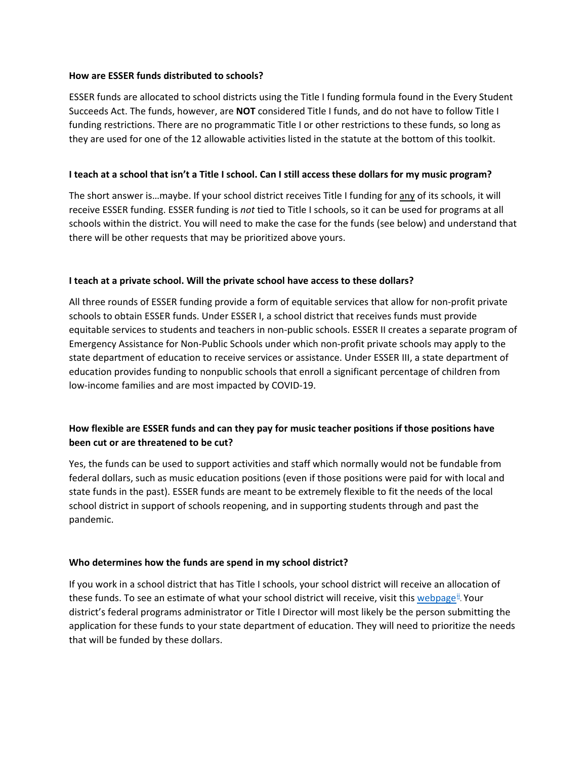**How are ESSER funds distributed to schools?**

ESSER funds are allocated to school districts using the Title I funding formula found in the Every Student Succeeds Act. The funds, however, are **NOT** considered Title I funds, and do not have to follow Title I funding restrictions. There are no programmatic Title I or other restrictions to these funds, so long as they are used for one of the 12 allowable activities listed in the statute at the bottom of this toolkit.

**I teach at a school that isn't a Title I school. Can I still access these dollars for my music program?**

The short answer is…maybe. If your school district receives Title I funding for any of its schools, it will receive ESSER funding. ESSER funding is *not* tied to Title I schools, so it can be used for programs at all schools within the district. You will need to make the case for the funds (see below) and understand that there will be other requests that may be prioritized above yours.

**I teach at a private school. Will the private school have access to these dollars?**

All three rounds of ESSER funding provide a form of equitable services that allow for non-profit private schools to obtain ESSER funds. Under ESSER I, a school district that receives funds must provide equitable services to students and teachers in non-public schools. ESSER II creates a separate program of Emergency Assistance for Non-Public Schools under which non-profit private schools may apply to the state department of education to receive services or assistance. Under ESSER III, a state department of education provides funding to nonpublic schools that enroll a significant percentage of children from low-income families and are most impacted by COVID-19.

**How flexible are ESSER funds and can they pay for music teacher positions if those positions have been cut or are threatened to be cut?**

Yes, the funds can be used to support activities and staff which normally would not be fundable from federal dollars, such as music education positions (even if those positions were paid for with local and state funds in the past). ESSER funds are meant to be extremely flexible to fit the needs of the local school district in support of schools reopening, and in supporting students through and past the pandemic.

**Who determines how the funds are spend in my school district?**

If you work in a school district that has Title I schools, your school district will receive an allocation of these funds. To see an estimate of what your school district will receive, visit this webpage[ii]. Your district's federal programs administrator or Title I Director will most likely be the person submitting the application for these funds to your state department of education. They will need to prioritize the needs that will be funded by these dollars.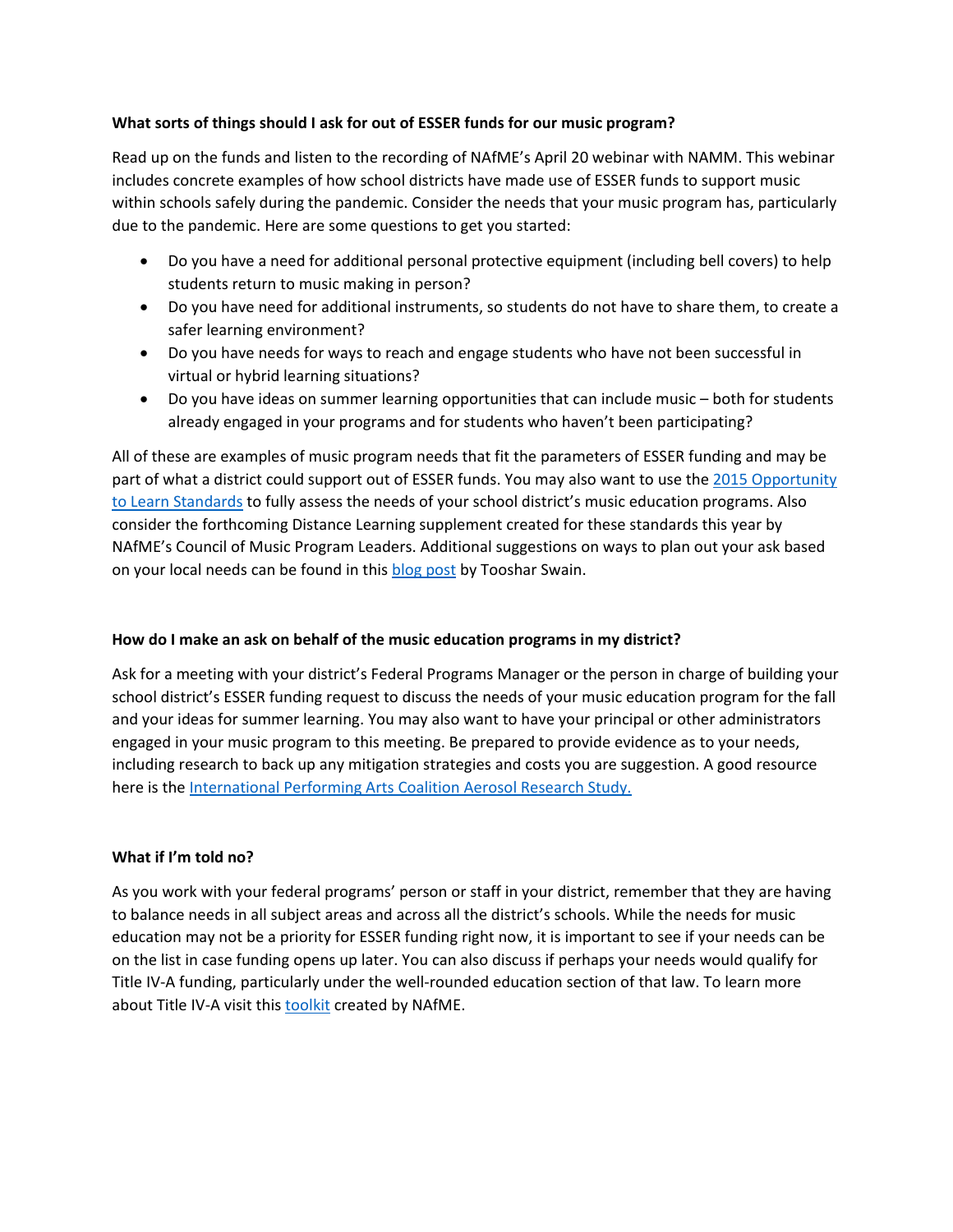**What sorts of things should I ask for out of ESSER funds for our music program?**

Read up on the funds and listen to the recording of NAfME's April 20 webinar with NAMM. This webinar includes concrete examples of how school districts have made use of ESSER funds to support music within schools safely during the pandemic. Consider the needs that your music program has, particularly due to the pandemic. Here are some questions to get you started:

- Do you have a need for additional personal protective equipment (including bell covers) to help students return to music making in person?
- Do you have need for additional instruments, so students do not have to share them, to create a safer learning environment?
- Do you have needs for ways to reach and engage students who have not been successful in virtual or hybrid learning situations?
- Do you have ideas on summer learning opportunities that can include music – both for students already engaged in your programs and for students who haven't been participating?

All of these are examples of music program needs that fit the parameters of ESSER funding and may be part of what a district could support out of ESSER funds. You may also want to use the [2015 Opportunity to Learn Standards]() to fully assess the needs of your school district's music education programs. Also consider the forthcoming Distance Learning supplement created for these standards this year by NAfME's Council of Music Program Leaders. Additional suggestions on ways to plan out your ask based on your local needs can be found in this [blog post]() by Tooshar Swain.

**How do I make an ask on behalf of the music education programs in my district?**

Ask for a meeting with your district's Federal Programs Manager or the person in charge of building your school district's ESSER funding request to discuss the needs of your music education program for the fall and your ideas for summer learning. You may also want to have your principal or other administrators engaged in your music program to this meeting. Be prepared to provide evidence as to your needs, including research to back up any mitigation strategies and costs you are suggestion. A good resource here is the [International Performing Arts Coalition Aerosol Research Study.]()

**What if I'm told no?**

As you work with your federal programs' person or staff in your district, remember that they are having to balance needs in all subject areas and across all the district's schools. While the needs for music education may not be a priority for ESSER funding right now, it is important to see if your needs can be on the list in case funding opens up later. You can also discuss if perhaps your needs would qualify for Title IV-A funding, particularly under the well-rounded education section of that law. To learn more about Title IV-A visit this [toolkit]() created by NAfME.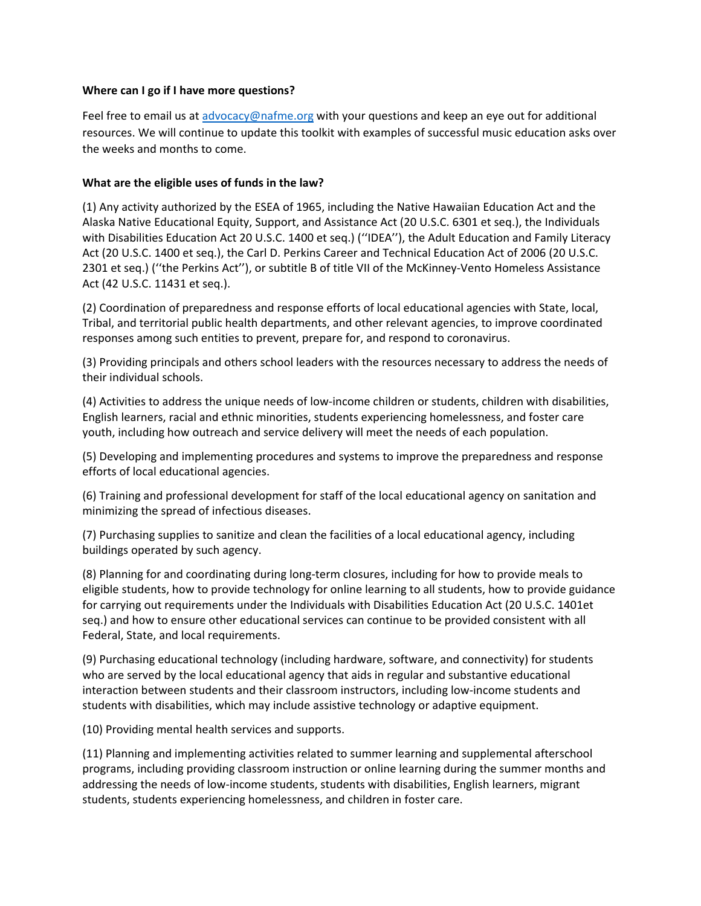**Where can I go if I have more questions?**

Feel free to email us at advocacy@nafme.org with your questions and keep an eye out for additional resources. We will continue to update this toolkit with examples of successful music education asks over the weeks and months to come.

**What are the eligible uses of funds in the law?**

(1) Any activity authorized by the ESEA of 1965, including the Native Hawaiian Education Act and the Alaska Native Educational Equity, Support, and Assistance Act (20 U.S.C. 6301 et seq.), the Individuals with Disabilities Education Act 20 U.S.C. 1400 et seq.) (''IDEA''), the Adult Education and Family Literacy Act (20 U.S.C. 1400 et seq.), the Carl D. Perkins Career and Technical Education Act of 2006 (20 U.S.C. 2301 et seq.) (''the Perkins Act''), or subtitle B of title VII of the McKinney-Vento Homeless Assistance Act (42 U.S.C. 11431 et seq.).

(2) Coordination of preparedness and response efforts of local educational agencies with State, local, Tribal, and territorial public health departments, and other relevant agencies, to improve coordinated responses among such entities to prevent, prepare for, and respond to coronavirus.

(3) Providing principals and others school leaders with the resources necessary to address the needs of their individual schools.

(4) Activities to address the unique needs of low-income children or students, children with disabilities, English learners, racial and ethnic minorities, students experiencing homelessness, and foster care youth, including how outreach and service delivery will meet the needs of each population.

(5) Developing and implementing procedures and systems to improve the preparedness and response efforts of local educational agencies.

(6) Training and professional development for staff of the local educational agency on sanitation and minimizing the spread of infectious diseases.

(7) Purchasing supplies to sanitize and clean the facilities of a local educational agency, including buildings operated by such agency.

(8) Planning for and coordinating during long-term closures, including for how to provide meals to eligible students, how to provide technology for online learning to all students, how to provide guidance for carrying out requirements under the Individuals with Disabilities Education Act (20 U.S.C. 1401et seq.) and how to ensure other educational services can continue to be provided consistent with all Federal, State, and local requirements.

(9) Purchasing educational technology (including hardware, software, and connectivity) for students who are served by the local educational agency that aids in regular and substantive educational interaction between students and their classroom instructors, including low-income students and students with disabilities, which may include assistive technology or adaptive equipment.

(10) Providing mental health services and supports.

(11) Planning and implementing activities related to summer learning and supplemental afterschool programs, including providing classroom instruction or online learning during the summer months and addressing the needs of low-income students, students with disabilities, English learners, migrant students, students experiencing homelessness, and children in foster care.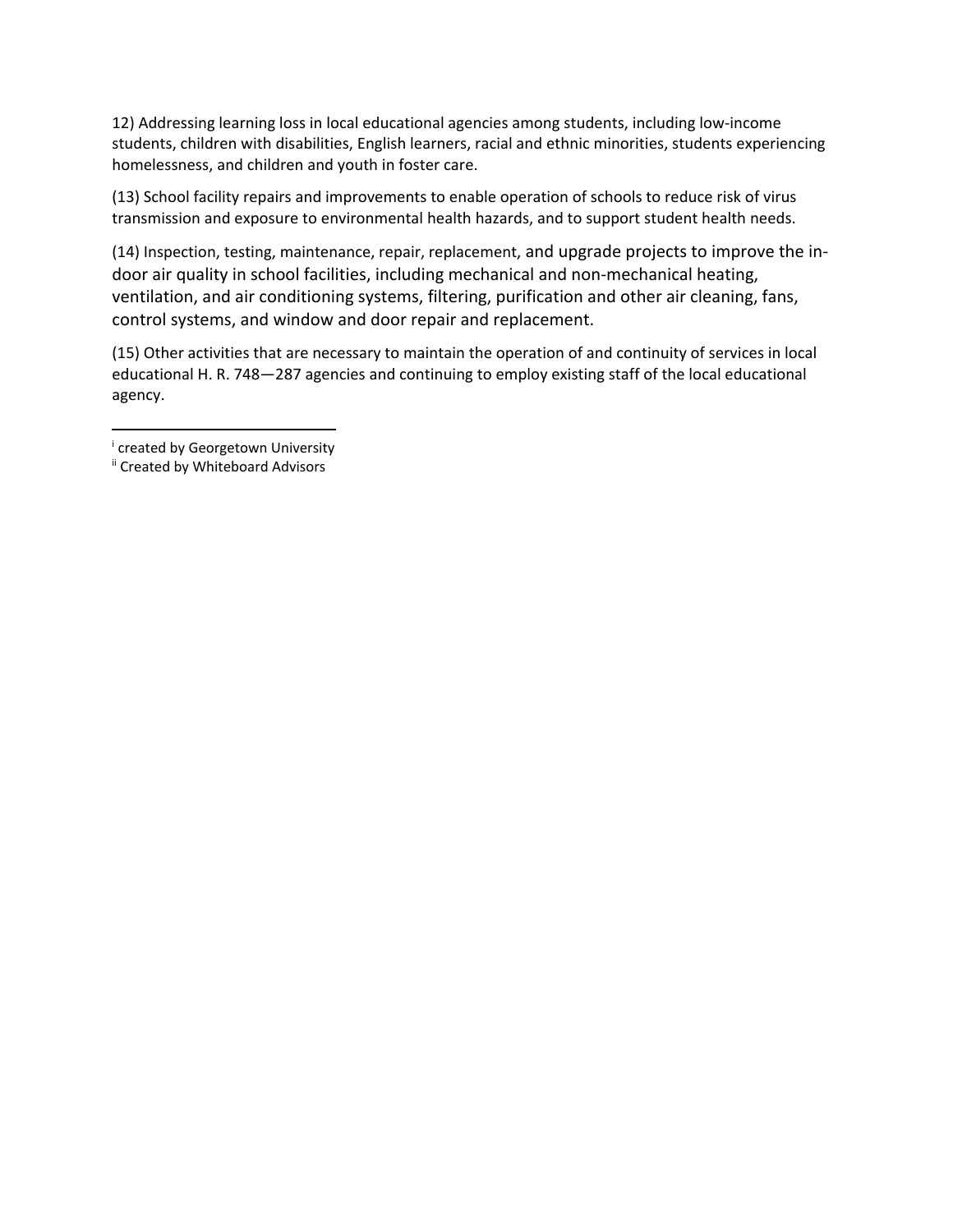12) Addressing learning loss in local educational agencies among students, including low-income students, children with disabilities, English learners, racial and ethnic minorities, students experiencing homelessness, and children and youth in foster care.

(13) School facility repairs and improvements to enable operation of schools to reduce risk of virus transmission and exposure to environmental health hazards, and to support student health needs.

(14) Inspection, testing, maintenance, repair, replacement, and upgrade projects to improve the in-door air quality in school facilities, including mechanical and non-mechanical heating, ventilation, and air conditioning systems, filtering, purification and other air cleaning, fans, control systems, and window and door repair and replacement.

(15) Other activities that are necessary to maintain the operation of and continuity of services in local educational H. R. 748—287 agencies and continuing to employ existing staff of the local educational agency.

---

[i] created by Georgetown University

[ii] Created by Whiteboard Advisors